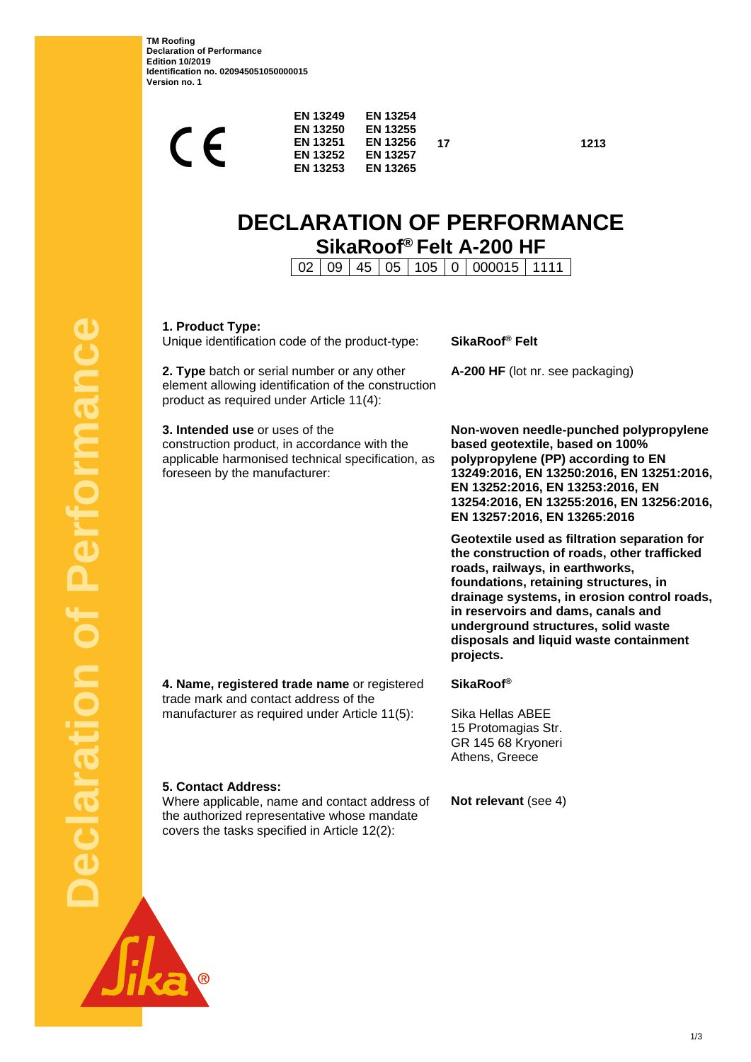**TM Roofing**
**Declaration of Performance**
**Edition 10/2019**
**Identification no. 020945051050000015**
**Version no. 1**

CE

| | | | |
|---|---|---|---|
| **EN 13249** | **EN 13254** | | |
| **EN 13250** | **EN 13255** | | |
| **EN 13251** | **EN 13256** | **17** | **1213** |
| **EN 13252** | **EN 13257** | | |
| **EN 13253** | **EN 13265** | | |

# DECLARATION OF PERFORMANCE

## SikaRoof® Felt A-200 HF

| 02 | 09 | 45 | 05 | 105 | 0 | 000015 | 1111 |
|---|---|---|---|---|---|---|---|

| | |
|---|---|
| **1. Product Type:** Unique identification code of the product-type: | **SikaRoof® Felt** |
| **2. Type** batch or serial number or any other element allowing identification of the construction product as required under Article 11(4): | **A-200 HF** (lot nr. see packaging) |
| **3. Intended use** or uses of the construction product, in accordance with the applicable harmonised technical specification, as foreseen by the manufacturer: | **Non-woven needle-punched polypropylene based geotextile, based on 100% polypropylene (PP) according to EN 13249:2016, EN 13250:2016, EN 13251:2016, EN 13252:2016, EN 13253:2016, EN 13254:2016, EN 13255:2016, EN 13256:2016, EN 13257:2016, EN 13265:2016**<br><br>**Geotextile used as filtration separation for the construction of roads, other trafficked roads, railways, in earthworks, foundations, retaining structures, in drainage systems, in erosion control roads, in reservoirs and dams, canals and underground structures, solid waste disposals and liquid waste containment projects.** |
| **4. Name, registered trade name** or registered trade mark and contact address of the manufacturer as required under Article 11(5): | **SikaRoof®**<br><br>Sika Hellas ABEE<br>15 Protomagias Str.<br>GR 145 68 Kryoneri<br>Athens, Greece |
| **5. Contact Address:** Where applicable, name and contact address of the authorized representative whose mandate covers the tasks specified in Article 12(2): | **Not relevant** (see 4) |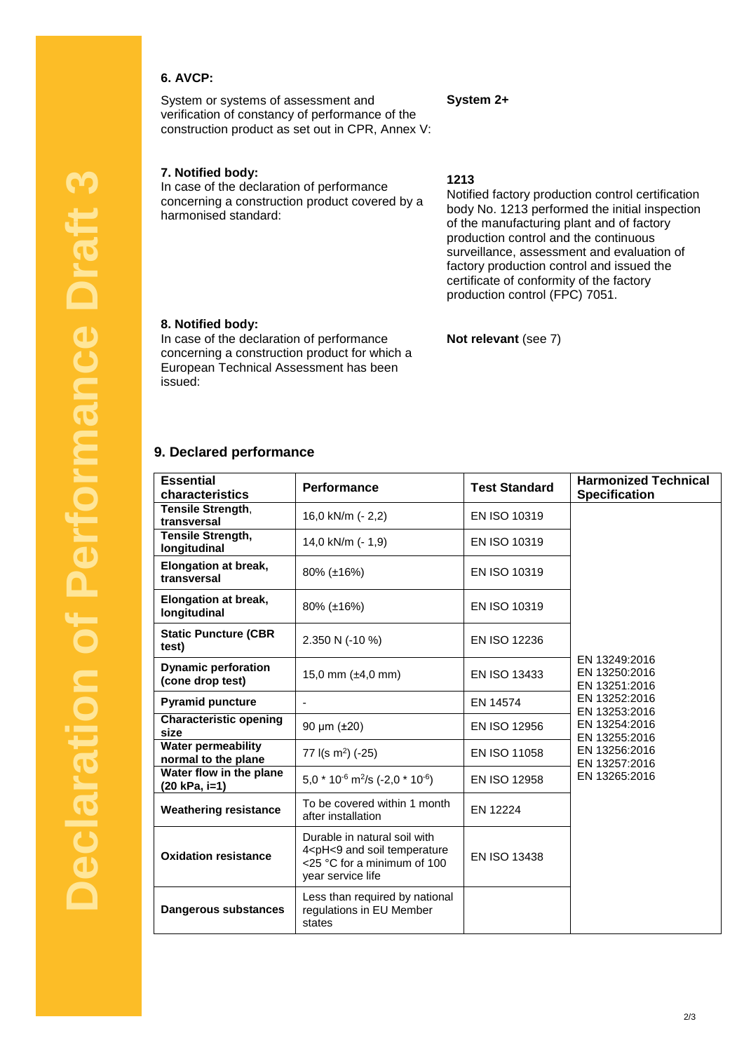Declaration of Performance Draft 3

### 6. AVCP:

System or systems of assessment and verification of constancy of performance of the construction product as set out in CPR, Annex V:

**System 2+**

### 7. Notified body:

In case of the declaration of performance concerning a construction product covered by a harmonised standard:

**1213**
Notified factory production control certification body No. 1213 performed the initial inspection of the manufacturing plant and of factory production control and the continuous surveillance, assessment and evaluation of factory production control and issued the certificate of conformity of the factory production control (FPC) 7051.

### 8. Notified body:

In case of the declaration of performance concerning a construction product for which a European Technical Assessment has been issued:

**Not relevant** (see 7)

## 9. Declared performance

| Essential characteristics | Performance | Test Standard | Harmonized Technical Specification |
|---|---|---|---|
| **Tensile Strength, transversal** | 16,0 kN/m (- 2,2) | EN ISO 10319 | EN 13249:2016<br>EN 13250:2016<br>EN 13251:2016<br>EN 13252:2016<br>EN 13253:2016<br>EN 13254:2016<br>EN 13255:2016<br>EN 13256:2016<br>EN 13257:2016<br>EN 13265:2016 |
| **Tensile Strength, longitudinal** | 14,0 kN/m (- 1,9) | EN ISO 10319 | |
| **Elongation at break, transversal** | 80% (±16%) | EN ISO 10319 | |
| **Elongation at break, longitudinal** | 80% (±16%) | EN ISO 10319 | |
| **Static Puncture (CBR test)** | 2.350 N (-10 %) | EN ISO 12236 | |
| **Dynamic perforation (cone drop test)** | 15,0 mm (±4,0 mm) | EN ISO 13433 | |
| **Pyramid puncture** | - | EN 14574 | |
| **Characteristic opening size** | 90 µm (±20) | EN ISO 12956 | |
| **Water permeability normal to the plane** | 77 l(s $m^2$) (-25) | EN ISO 11058 | |
| **Water flow in the plane (20 kPa, i=1)** | 5,0 * $10^{-6}$ $m^2$/s (-2,0 * $10^{-6}$) | EN ISO 12958 | |
| **Weathering resistance** | To be covered within 1 month after installation | EN 12224 | |
| **Oxidation resistance** | Durable in natural soil with 4<pH<9 and soil temperature <25 °C for a minimum of 100 year service life | EN ISO 13438 | |
| **Dangerous substances** | Less than required by national regulations in EU Member states | | |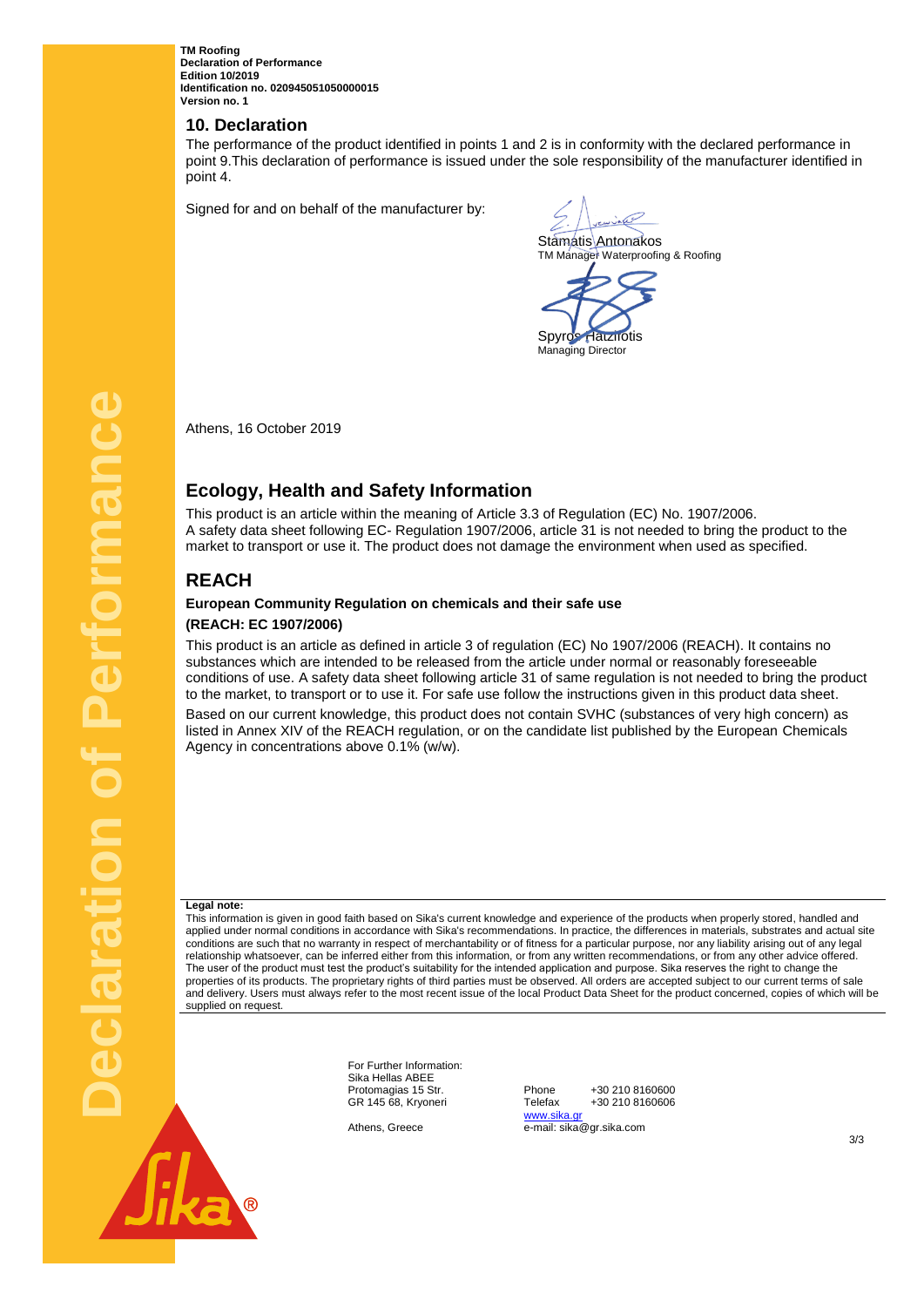**TM Roofing**
**Declaration of Performance**
**Edition 10/2019**
**Identification no. 020945051050000015**
**Version no. 1**

## 10. Declaration

The performance of the product identified in points 1 and 2 is in conformity with the declared performance in point 9.This declaration of performance is issued under the sole responsibility of the manufacturer identified in point 4.

Signed for and on behalf of the manufacturer by:

Stamatis Antonakos
TM Manager Waterproofing & Roofing

Spyros Hatziiotis
Managing Director

Athens, 16 October 2019

## Ecology, Health and Safety Information

This product is an article within the meaning of Article 3.3 of Regulation (EC) No. 1907/2006.
A safety data sheet following EC- Regulation 1907/2006, article 31 is not needed to bring the product to the market to transport or use it. The product does not damage the environment when used as specified.

## REACH

**European Community Regulation on chemicals and their safe use**

**(REACH: EC 1907/2006)**

This product is an article as defined in article 3 of regulation (EC) No 1907/2006 (REACH). It contains no substances which are intended to be released from the article under normal or reasonably foreseeable conditions of use. A safety data sheet following article 31 of same regulation is not needed to bring the product to the market, to transport or to use it. For safe use follow the instructions given in this product data sheet.

Based on our current knowledge, this product does not contain SVHC (substances of very high concern) as listed in Annex XIV of the REACH regulation, or on the candidate list published by the European Chemicals Agency in concentrations above 0.1% (w/w).

**Legal note:**
This information is given in good faith based on Sika's current knowledge and experience of the products when properly stored, handled and applied under normal conditions in accordance with Sika's recommendations. In practice, the differences in materials, substrates and actual site conditions are such that no warranty in respect of merchantability or of fitness for a particular purpose, nor any liability arising out of any legal relationship whatsoever, can be inferred either from this information, or from any written recommendations, or from any other advice offered. The user of the product must test the product's suitability for the intended application and purpose. Sika reserves the right to change the properties of its products. The proprietary rights of third parties must be observed. All orders are accepted subject to our current terms of sale and delivery. Users must always refer to the most recent issue of the local Product Data Sheet for the product concerned, copies of which will be supplied on request.

For Further Information:
Sika Hellas ABEE
Protomagias 15 Str.
GR 145 68, Kryoneri

Athens, Greece

Phone +30 210 8160600
Telefax +30 210 8160606
www.sika.gr
e-mail: sika@gr.sika.com